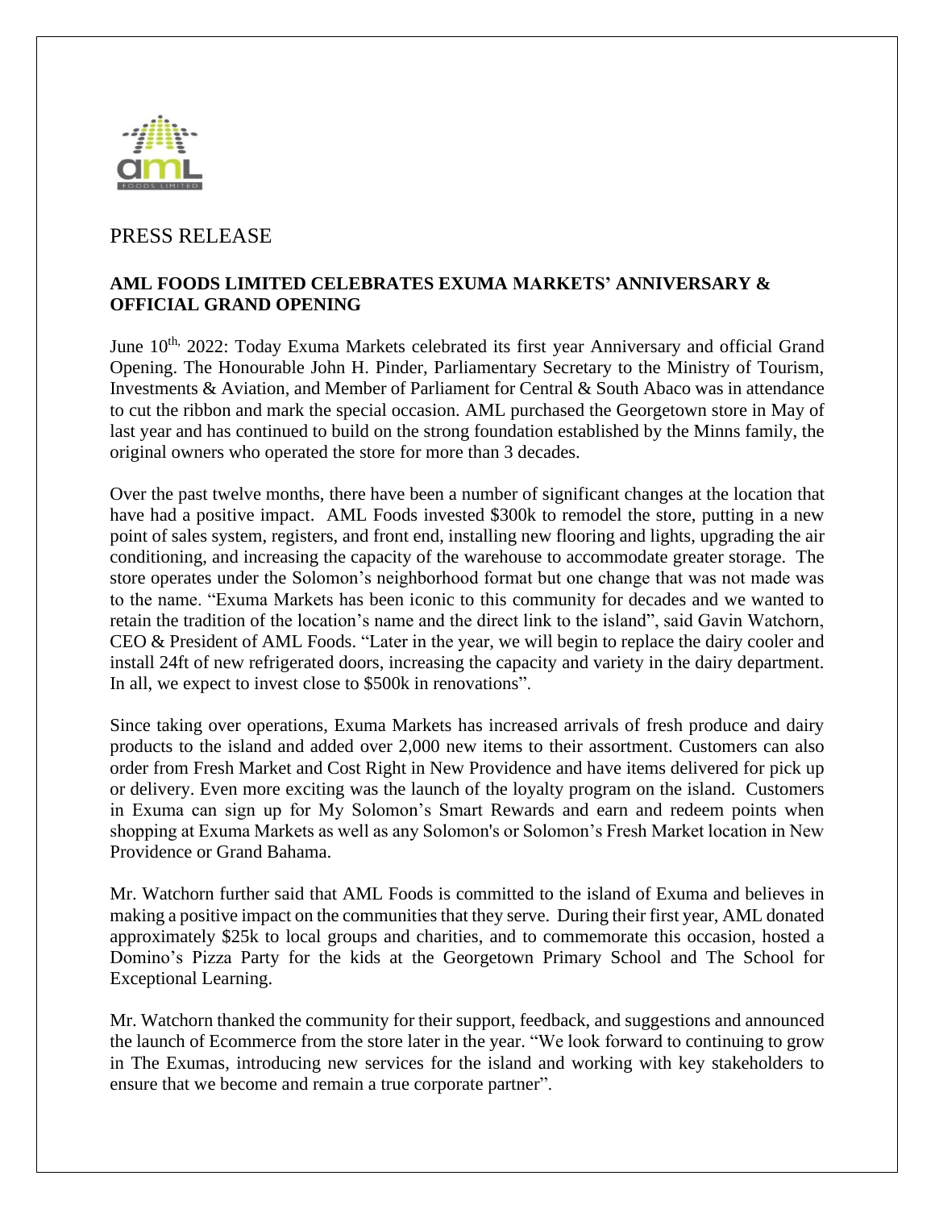PRESS RELEASE

**AML FOODS LIMITED CELEBRATES EXUMA MARKETS' ANNIVERSARY & OFFICIAL GRAND OPENING**

June 10th, 2022: Today Exuma Markets celebrated its first year Anniversary and official Grand Opening. The Honourable John H. Pinder, Parliamentary Secretary to the Ministry of Tourism, Investments & Aviation, and Member of Parliament for Central & South Abaco was in attendance to cut the ribbon and mark the special occasion. AML purchased the Georgetown store in May of last year and has continued to build on the strong foundation established by the Minns family, the original owners who operated the store for more than 3 decades.

Over the past twelve months, there have been a number of significant changes at the location that have had a positive impact. AML Foods invested $300k to remodel the store, putting in a new point of sales system, registers, and front end, installing new flooring and lights, upgrading the air conditioning, and increasing the capacity of the warehouse to accommodate greater storage. The store operates under the Solomon's neighborhood format but one change that was not made was to the name. "Exuma Markets has been iconic to this community for decades and we wanted to retain the tradition of the location's name and the direct link to the island", said Gavin Watchorn, CEO & President of AML Foods. "Later in the year, we will begin to replace the dairy cooler and install 24ft of new refrigerated doors, increasing the capacity and variety in the dairy department. In all, we expect to invest close to $500k in renovations".

Since taking over operations, Exuma Markets has increased arrivals of fresh produce and dairy products to the island and added over 2,000 new items to their assortment. Customers can also order from Fresh Market and Cost Right in New Providence and have items delivered for pick up or delivery. Even more exciting was the launch of the loyalty program on the island. Customers in Exuma can sign up for My Solomon's Smart Rewards and earn and redeem points when shopping at Exuma Markets as well as any Solomon's or Solomon's Fresh Market location in New Providence or Grand Bahama.

Mr. Watchorn further said that AML Foods is committed to the island of Exuma and believes in making a positive impact on the communities that they serve. During their first year, AML donated approximately $25k to local groups and charities, and to commemorate this occasion, hosted a Domino's Pizza Party for the kids at the Georgetown Primary School and The School for Exceptional Learning.

Mr. Watchorn thanked the community for their support, feedback, and suggestions and announced the launch of Ecommerce from the store later in the year. "We look forward to continuing to grow in The Exumas, introducing new services for the island and working with key stakeholders to ensure that we become and remain a true corporate partner".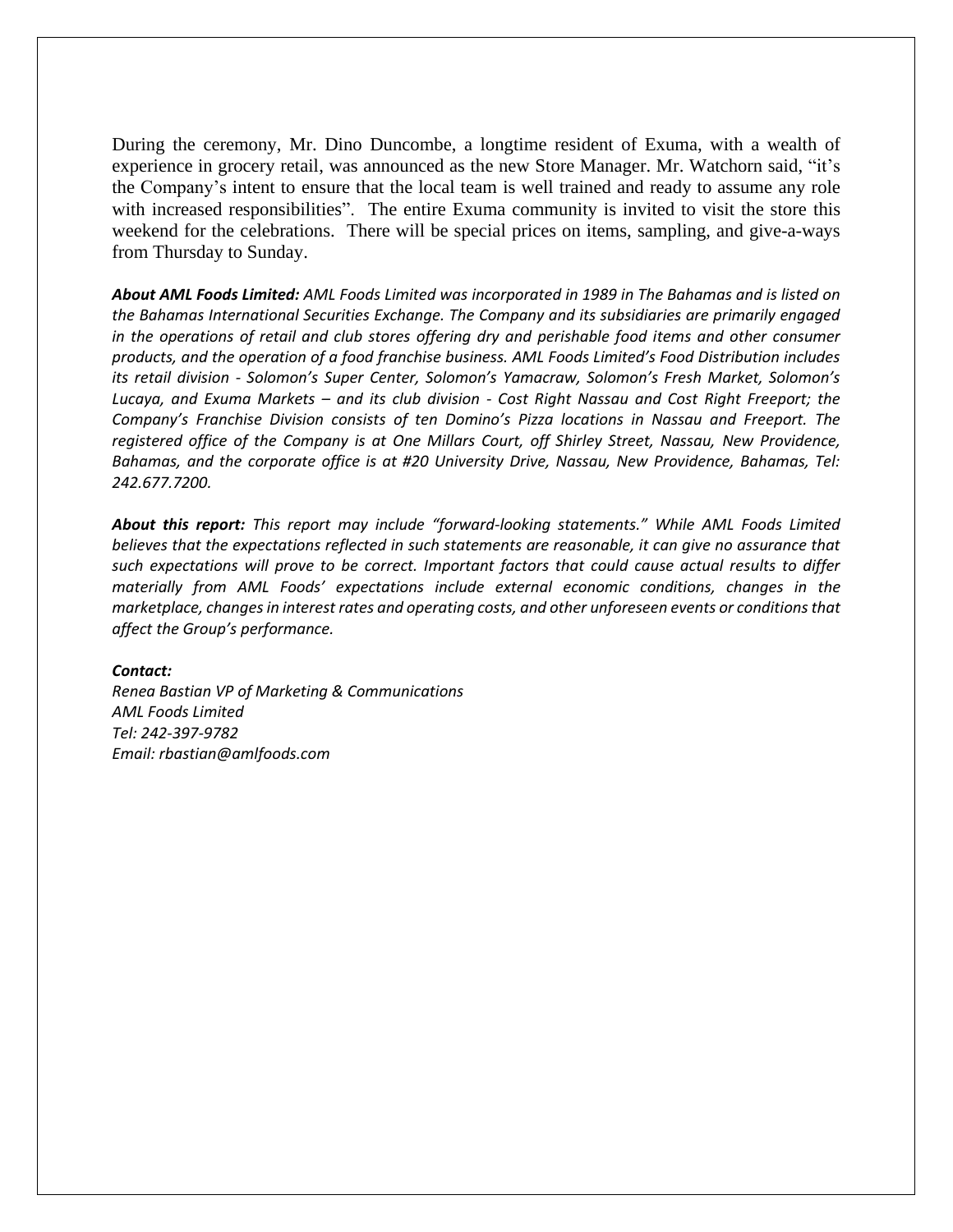During the ceremony, Mr. Dino Duncombe, a longtime resident of Exuma, with a wealth of experience in grocery retail, was announced as the new Store Manager. Mr. Watchorn said, "it's the Company's intent to ensure that the local team is well trained and ready to assume any role with increased responsibilities". The entire Exuma community is invited to visit the store this weekend for the celebrations. There will be special prices on items, sampling, and give-a-ways from Thursday to Sunday.

***About AML Foods Limited:*** *AML Foods Limited was incorporated in 1989 in The Bahamas and is listed on the Bahamas International Securities Exchange. The Company and its subsidiaries are primarily engaged in the operations of retail and club stores offering dry and perishable food items and other consumer products, and the operation of a food franchise business. AML Foods Limited's Food Distribution includes its retail division - Solomon's Super Center, Solomon's Yamacraw, Solomon's Fresh Market, Solomon's Lucaya, and Exuma Markets – and its club division - Cost Right Nassau and Cost Right Freeport; the Company's Franchise Division consists of ten Domino's Pizza locations in Nassau and Freeport. The registered office of the Company is at One Millars Court, off Shirley Street, Nassau, New Providence, Bahamas, and the corporate office is at #20 University Drive, Nassau, New Providence, Bahamas, Tel: 242.677.7200.*

***About this report:*** *This report may include "forward-looking statements." While AML Foods Limited believes that the expectations reflected in such statements are reasonable, it can give no assurance that such expectations will prove to be correct. Important factors that could cause actual results to differ materially from AML Foods' expectations include external economic conditions, changes in the marketplace, changes in interest rates and operating costs, and other unforeseen events or conditions that affect the Group's performance.*

***Contact:***
*Renea Bastian VP of Marketing & Communications*
*AML Foods Limited*
*Tel: 242-397-9782*
*Email: rbastian@amlfoods.com*